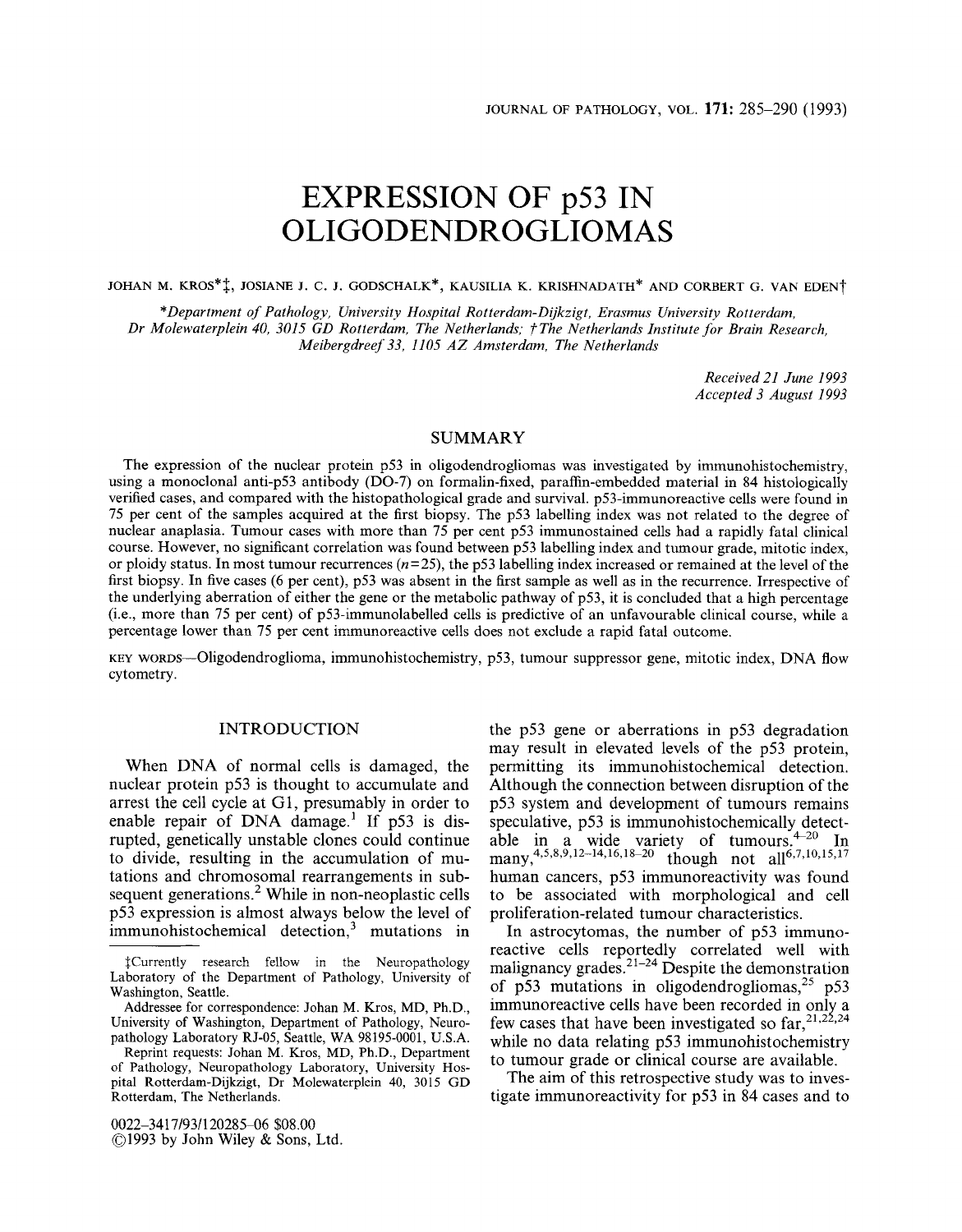# EXPRESSION OF p53 IN OLIGODENDROGLIOMAS

JOHAN M. KROS*‡, JOSIANE J. C. J. GODSCHALK*, KAUSILIA K. KRISHNADATH* AND CORBERT G. VAN EDEN†

*\*Department of Pathology, University Hospital Rotterdam-Dijkzigt, Erasmus University Rotterdam, Dr Molewaterplein 40, 3015 GD Rotterdam, The Netherlands; †The Netherlands Institute for Brain Research, Meibergdreef 33, 1105 AZ Amsterdam, The Netherlands*

*Received 21 June 1993*
*Accepted 3 August 1993*

## SUMMARY

The expression of the nuclear protein p53 in oligodendrogliomas was investigated by immunohistochemistry, using a monoclonal anti-p53 antibody (DO-7) on formalin-fixed, paraffin-embedded material in 84 histologically verified cases, and compared with the histopathological grade and survival. p53-immunoreactive cells were found in 75 per cent of the samples acquired at the first biopsy. The p53 labelling index was not related to the degree of nuclear anaplasia. Tumour cases with more than 75 per cent p53 immunostained cells had a rapidly fatal clinical course. However, no significant correlation was found between p53 labelling index and tumour grade, mitotic index, or ploidy status. In most tumour recurrences ($n=25$), the p53 labelling index increased or remained at the level of the first biopsy. In five cases (6 per cent), p53 was absent in the first sample as well as in the recurrence. Irrespective of the underlying aberration of either the gene or the metabolic pathway of p53, it is concluded that a high percentage (i.e., more than 75 per cent) of p53-immunolabelled cells is predictive of an unfavourable clinical course, while a percentage lower than 75 per cent immunoreactive cells does not exclude a rapid fatal outcome.

KEY WORDS—Oligodendroglioma, immunohistochemistry, p53, tumour suppressor gene, mitotic index, DNA flow cytometry.

## INTRODUCTION

When DNA of normal cells is damaged, the nuclear protein p53 is thought to accumulate and arrest the cell cycle at G1, presumably in order to enable repair of DNA damage.[1] If p53 is disrupted, genetically unstable clones could continue to divide, resulting in the accumulation of mutations and chromosomal rearrangements in subsequent generations.[2] While in non-neoplastic cells p53 expression is almost always below the level of immunohistochemical detection,[3] mutations in the p53 gene or aberrations in p53 degradation may result in elevated levels of the p53 protein, permitting its immunohistochemical detection. Although the connection between disruption of the p53 system and development of tumours remains speculative, p53 is immunohistochemically detectable in a wide variety of tumours.[4–20] In many,[4,5,8,9,12–14,16,18–20] though not all[6,7,10,15,17] human cancers, p53 immunoreactivity was found to be associated with morphological and cell proliferation-related tumour characteristics.

In astrocytomas, the number of p53 immunoreactive cells reportedly correlated well with malignancy grades.[21–24] Despite the demonstration of p53 mutations in oligodendrogliomas,[25] p53 immunoreactive cells have been recorded in only a few cases that have been investigated so far,[21,22,24] while no data relating p53 immunohistochemistry to tumour grade or clinical course are available.

The aim of this retrospective study was to investigate immunoreactivity for p53 in 84 cases and to

‡Currently research fellow in the Neuropathology Laboratory of the Department of Pathology, University of Washington, Seattle.

Addressee for correspondence: Johan M. Kros, MD, Ph.D., University of Washington, Department of Pathology, Neuropathology Laboratory RJ-05, Seattle, WA 98195-0001, U.S.A.

Reprint requests: Johan M. Kros, MD, Ph.D., Department of Pathology, Neuropathology Laboratory, University Hospital Rotterdam-Dijkzigt, Dr Molewaterplein 40, 3015 GD Rotterdam, The Netherlands.

0022–3417/93/120285–06 $08.00
©1993 by John Wiley & Sons, Ltd.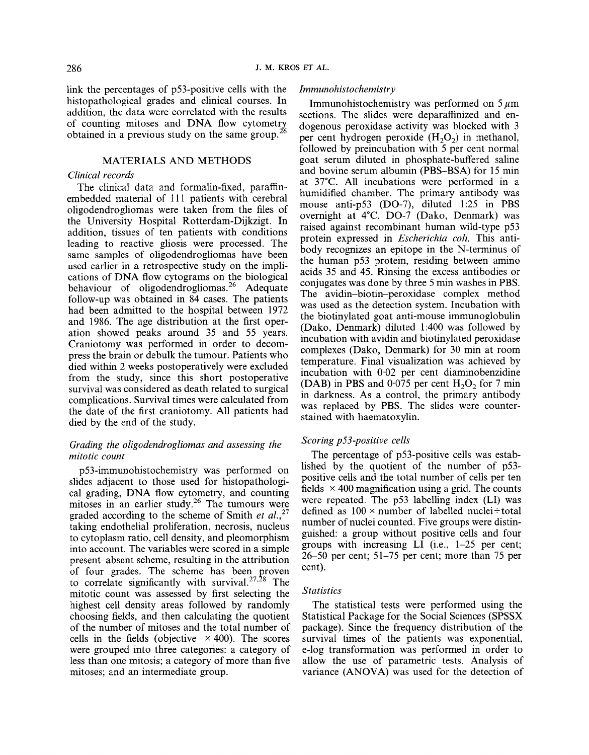link the percentages of p53-positive cells with the histopathological grades and clinical courses. In addition, the data were correlated with the results of counting mitoses and DNA flow cytometry obtained in a previous study on the same group.[26]

## MATERIALS AND METHODS

### *Clinical records*

The clinical data and formalin-fixed, paraffin-embedded material of 111 patients with cerebral oligodendrogliomas were taken from the files of the University Hospital Rotterdam-Dijkzigt. In addition, tissues of ten patients with conditions leading to reactive gliosis were processed. The same samples of oligodendrogliomas have been used earlier in a retrospective study on the implications of DNA flow cytograms on the biological behaviour of oligodendrogliomas.[26] Adequate follow-up was obtained in 84 cases. The patients had been admitted to the hospital between 1972 and 1986. The age distribution at the first operation showed peaks around 35 and 55 years. Craniotomy was performed in order to decompress the brain or debulk the tumour. Patients who died within 2 weeks postoperatively were excluded from the study, since this short postoperative survival was considered as death related to surgical complications. Survival times were calculated from the date of the first craniotomy. All patients had died by the end of the study.

### *Grading the oligodendrogliomas and assessing the mitotic count*

p53-immunohistochemistry was performed on slides adjacent to those used for histopathological grading, DNA flow cytometry, and counting mitoses in an earlier study.[26] The tumours were graded according to the scheme of Smith *et al.*,[27] taking endothelial proliferation, necrosis, nucleus to cytoplasm ratio, cell density, and pleomorphism into account. The variables were scored in a simple present–absent scheme, resulting in the attribution of four grades. The scheme has been proven to correlate significantly with survival.[27,28] The mitotic count was assessed by first selecting the highest cell density areas followed by randomly choosing fields, and then calculating the quotient of the number of mitoses and the total number of cells in the fields (objective $\times 400$). The scores were grouped into three categories: a category of less than one mitosis; a category of more than five mitoses; and an intermediate group.

### *Immunohistochemistry*

Immunohistochemistry was performed on 5 $\mu$m sections. The slides were deparaffinized and endogenous peroxidase activity was blocked with 3 per cent hydrogen peroxide ($H_2O_2$) in methanol, followed by preincubation with 5 per cent normal goat serum diluted in phosphate-buffered saline and bovine serum albumin (PBS–BSA) for 15 min at 37°C. All incubations were performed in a humidified chamber. The primary antibody was mouse anti-p53 (DO-7), diluted 1:25 in PBS overnight at 4°C. DO-7 (Dako, Denmark) was raised against recombinant human wild-type p53 protein expressed in *Escherichia coli*. This antibody recognizes an epitope in the N-terminus of the human p53 protein, residing between amino acids 35 and 45. Rinsing the excess antibodies or conjugates was done by three 5 min washes in PBS. The avidin–biotin–peroxidase complex method was used as the detection system. Incubation with the biotinylated goat anti-mouse immunoglobulin (Dako, Denmark) diluted 1:400 was followed by incubation with avidin and biotinylated peroxidase complexes (Dako, Denmark) for 30 min at room temperature. Final visualization was achieved by incubation with 0·02 per cent diaminobenzidine (DAB) in PBS and 0·075 per cent $H_2O_2$ for 7 min in darkness. As a control, the primary antibody was replaced by PBS. The slides were counterstained with haematoxylin.

### *Scoring p53-positive cells*

The percentage of p53-positive cells was established by the quotient of the number of p53-positive cells and the total number of cells per ten fields $\times 400$ magnification using a grid. The counts were repeated. The p53 labelling index (LI) was defined as $100 \times$ number of labelled nuclei $\div$ total number of nuclei counted. Five groups were distinguished: a group without positive cells and four groups with increasing LI (i.e., 1–25 per cent; 26–50 per cent; 51–75 per cent; more than 75 per cent).

### *Statistics*

The statistical tests were performed using the Statistical Package for the Social Sciences (SPSSX package). Since the frequency distribution of the survival times of the patients was exponential, e-log transformation was performed in order to allow the use of parametric tests. Analysis of variance (ANOVA) was used for the detection of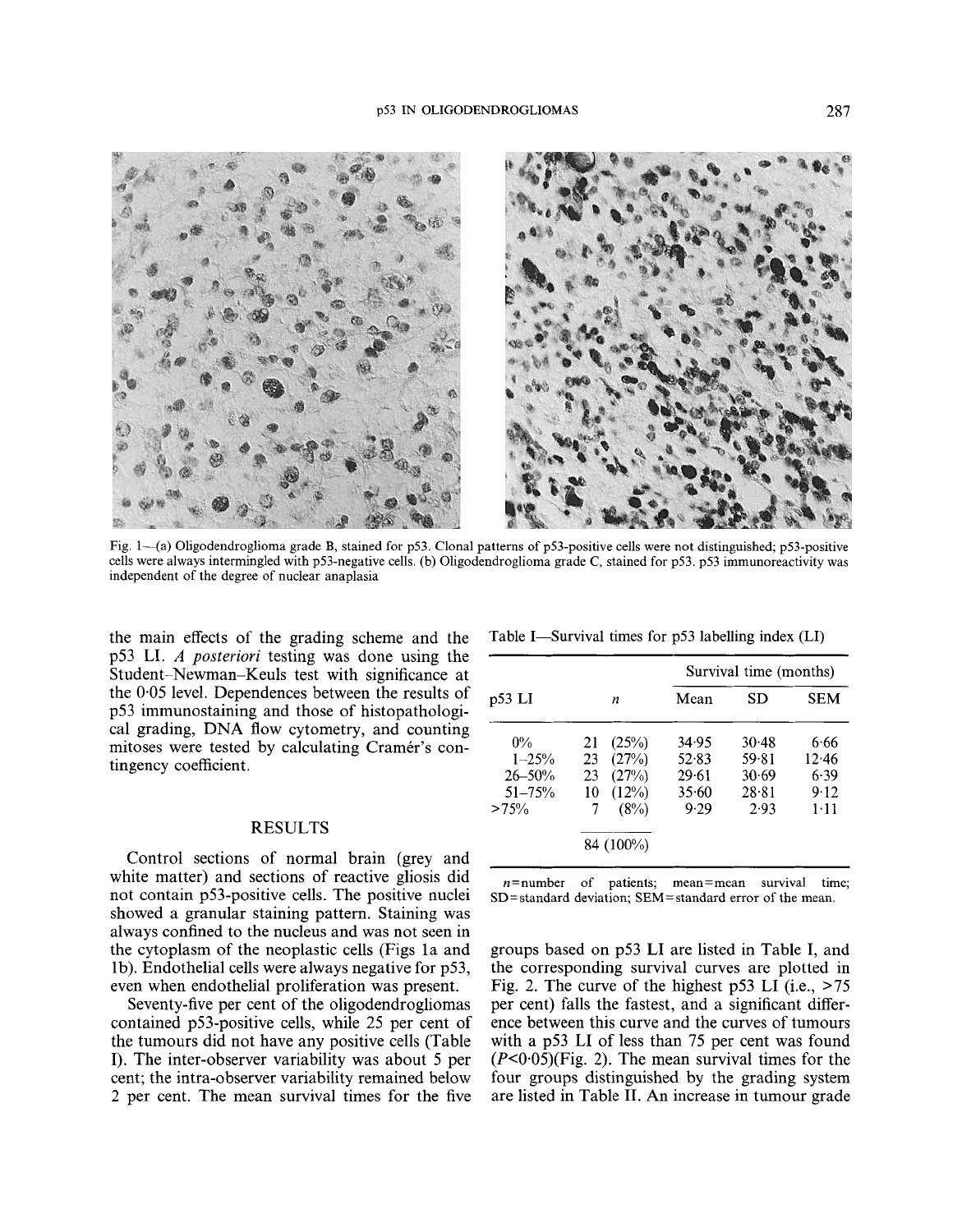Fig. 1—(a) Oligodendroglioma grade B, stained for p53. Clonal patterns of p53-positive cells were not distinguished; p53-positive cells were always intermingled with p53-negative cells. (b) Oligodendroglioma grade C, stained for p53. p53 immunoreactivity was independent of the degree of nuclear anaplasia

the main effects of the grading scheme and the p53 LI. *A posteriori* testing was done using the Student–Newman–Keuls test with significance at the 0·05 level. Dependences between the results of p53 immunostaining and those of histopathological grading, DNA flow cytometry, and counting mitoses were tested by calculating Cramér's contingency coefficient.

## RESULTS

Control sections of normal brain (grey and white matter) and sections of reactive gliosis did not contain p53-positive cells. The positive nuclei showed a granular staining pattern. Staining was always confined to the nucleus and was not seen in the cytoplasm of the neoplastic cells (Figs 1a and 1b). Endothelial cells were always negative for p53, even when endothelial proliferation was present.

Seventy-five per cent of the oligodendrogliomas contained p53-positive cells, while 25 per cent of the tumours did not have any positive cells (Table I). The inter-observer variability was about 5 per cent; the intra-observer variability remained below 2 per cent. The mean survival times for the five groups based on p53 LI are listed in Table I, and the corresponding survival curves are plotted in Fig. 2. The curve of the highest p53 LI (i.e., >75 per cent) falls the fastest, and a significant difference between this curve and the curves of tumours with a p53 LI of less than 75 per cent was found ($P<0·05$)(Fig. 2). The mean survival times for the four groups distinguished by the grading system are listed in Table II. An increase in tumour grade

Table I—Survival times for p53 labelling index (LI)

| p53 LI | *n* | Survival time (months) Mean | SD | SEM |
|---|---|---|---|---|
| 0% | 21 (25%) | 34·95 | 30·48 | 6·66 |
| 1–25% | 23 (27%) | 52·83 | 59·81 | 12·46 |
| 26–50% | 23 (27%) | 29·61 | 30·69 | 6·39 |
| 51–75% | 10 (12%) | 35·60 | 28·81 | 9·12 |
| >75% | 7 (8%) | 9·29 | 2·93 | 1·11 |
| | 84 (100%) | | | |

*n*=number of patients; mean=mean survival time; SD=standard deviation; SEM=standard error of the mean.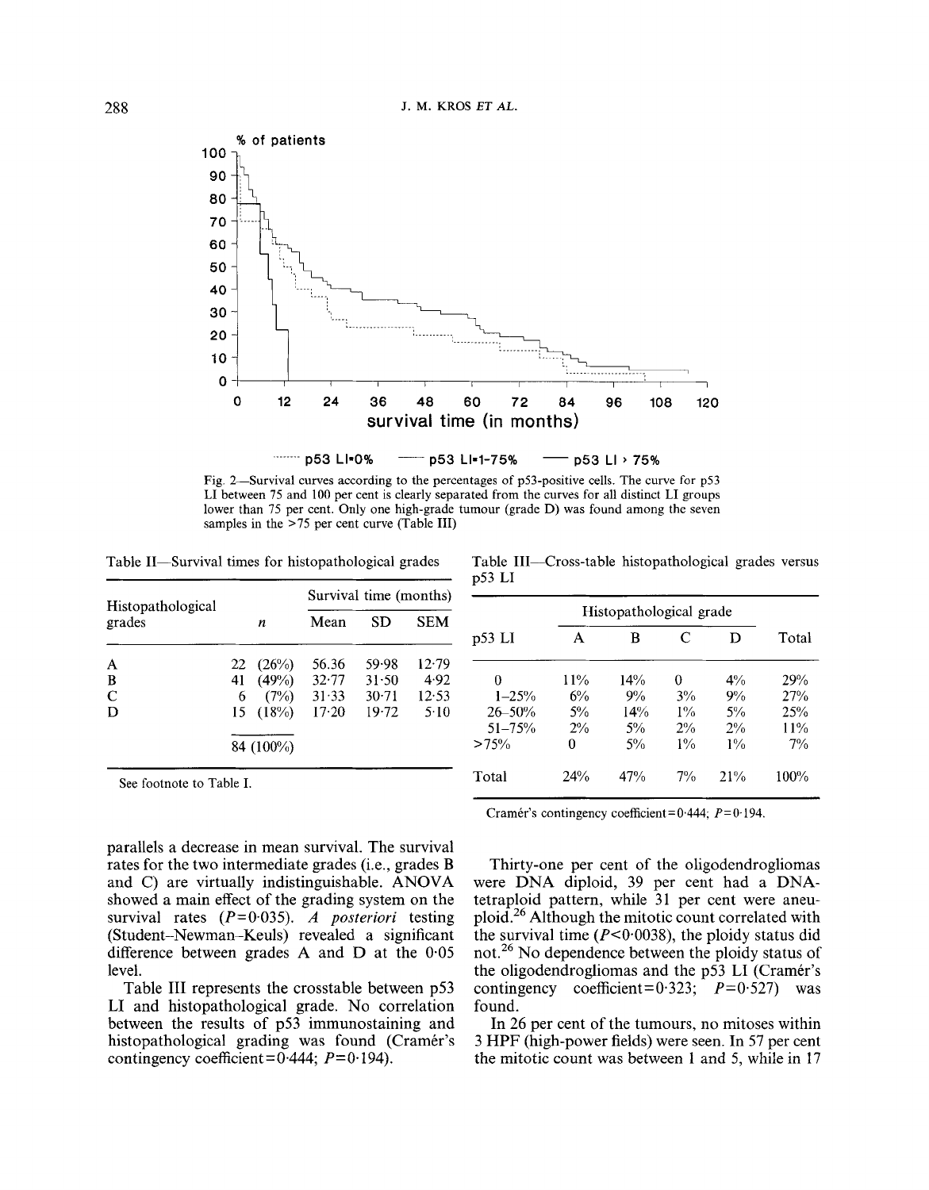Fig. 2—Survival curves according to the percentages of p53-positive cells. The curve for p53 LI between 75 and 100 per cent is clearly separated from the curves for all distinct LI groups lower than 75 per cent. Only one high-grade tumour (grade D) was found among the seven samples in the >75 per cent curve (Table III)

Table II—Survival times for histopathological grades

| Histopathological grades | $n$ | Survival time (months) | | |
|---|---|---|---|---|
| | | Mean | SD | SEM |
| A | 22 (26%) | 56.36 | 59.98 | 12.79 |
| B | 41 (49%) | 32.77 | 31.50 | 4.92 |
| C | 6 (7%) | 31.33 | 30.71 | 12.53 |
| D | 15 (18%) | 17.20 | 19.72 | 5.10 |
| | 84 (100%) | | | |

See footnote to Table I.

Table III—Cross-table histopathological grades versus p53 LI

| p53 LI | Histopathological grade | | | | Total |
|---|---|---|---|---|---|
| | A | B | C | D | |
| 0 | 11% | 14% | 0 | 4% | 29% |
| 1–25% | 6% | 9% | 3% | 9% | 27% |
| 26–50% | 5% | 14% | 1% | 5% | 25% |
| 51–75% | 2% | 5% | 2% | 2% | 11% |
| >75% | 0 | 5% | 1% | 1% | 7% |
| Total | 24% | 47% | 7% | 21% | 100% |

Cramér's contingency coefficient=0.444; $P$=0.194.

parallels a decrease in mean survival. The survival rates for the two intermediate grades (i.e., grades B and C) are virtually indistinguishable. ANOVA showed a main effect of the grading system on the survival rates ($P$=0.035). *A posteriori* testing (Student–Newman–Keuls) revealed a significant difference between grades A and D at the 0.05 level.

Table III represents the crosstable between p53 LI and histopathological grade. No correlation between the results of p53 immunostaining and histopathological grading was found (Cramér's contingency coefficient=0.444; $P$=0.194).

Thirty-one per cent of the oligodendrogliomas were DNA diploid, 39 per cent had a DNA-tetraploid pattern, while 31 per cent were aneuploid.[26] Although the mitotic count correlated with the survival time ($P$<0.0038), the ploidy status did not.[26] No dependence between the ploidy status of the oligodendrogliomas and the p53 LI (Cramér's contingency coefficient=0.323; $P$=0.527) was found.

In 26 per cent of the tumours, no mitoses within 3 HPF (high-power fields) were seen. In 57 per cent the mitotic count was between 1 and 5, while in 17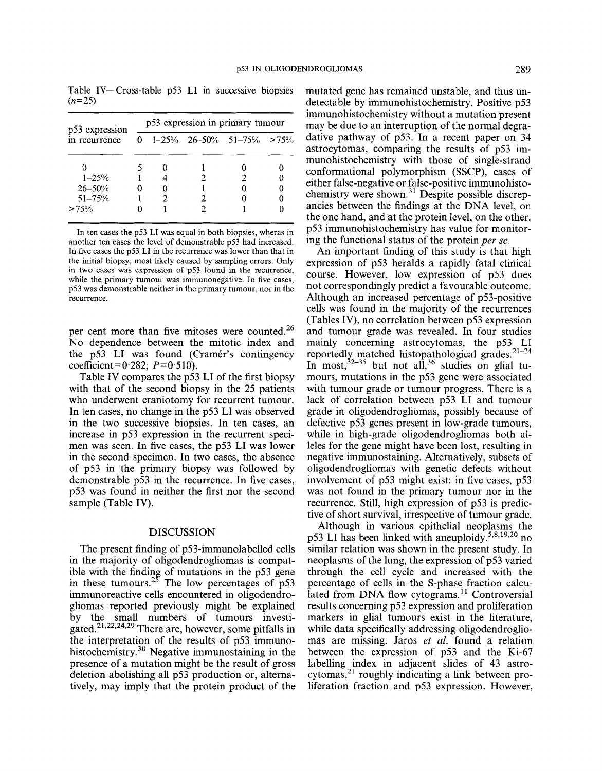Table IV—Cross-table p53 LI in successive biopsies ($n$=25)

| p53 expression in recurrence | p53 expression in primary tumour | | | | |
|---|---|---|---|---|---|
| | 0 | 1–25% | 26–50% | 51–75% | >75% |
| 0 | 5 | 0 | 1 | 0 | 0 |
| 1–25% | 1 | 4 | 2 | 2 | 0 |
| 26–50% | 0 | 0 | 1 | 0 | 0 |
| 51–75% | 1 | 2 | 2 | 0 | 0 |
| >75% | 0 | 1 | 2 | 1 | 0 |

In ten cases the p53 LI was equal in both biopsies, wheras in another ten cases the level of demonstrable p53 had increased. In five cases the p53 LI in the recurrence was lower than that in the initial biopsy, most likely caused by sampling errors. Only in two cases was expression of p53 found in the recurrence, while the primary tumour was immunonegative. In five cases, p53 was demonstrable neither in the primary tumour, nor in the recurrence.

per cent more than five mitoses were counted.[26] No dependence between the mitotic index and the p53 LI was found (Cramér's contingency coefficient=0·282; $P$=0·510).

Table IV compares the p53 LI of the first biopsy with that of the second biopsy in the 25 patients who underwent craniotomy for recurrent tumour. In ten cases, no change in the p53 LI was observed in the two successive biopsies. In ten cases, an increase in p53 expression in the recurrent specimen was seen. In five cases, the p53 LI was lower in the second specimen. In two cases, the absence of p53 in the primary biopsy was followed by demonstrable p53 in the recurrence. In five cases, p53 was found in neither the first nor the second sample (Table IV).

## DISCUSSION

The present finding of p53-immunolabelled cells in the majority of oligodendrogliomas is compatible with the finding of mutations in the p53 gene in these tumours.[25] The low percentages of p53 immunoreactive cells encountered in oligodendrogliomas reported previously might be explained by the small numbers of tumours investigated.[21,22,24,29] There are, however, some pitfalls in the interpretation of the results of p53 immunohistochemistry.[30] Negative immunostaining in the presence of a mutation might be the result of gross deletion abolishing all p53 production or, alternatively, may imply that the protein product of the mutated gene has remained unstable, and thus undetectable by immunohistochemistry. Positive p53 immunohistochemistry without a mutation present may be due to an interruption of the normal degradative pathway of p53. In a recent paper on 34 astrocytomas, comparing the results of p53 immunohistochemistry with those of single-strand conformational polymorphism (SSCP), cases of either false-negative or false-positive immunohistochemistry were shown.[31] Despite possible discrepancies between the findings at the DNA level, on the one hand, and at the protein level, on the other, p53 immunohistochemistry has value for monitoring the functional status of the protein *per se*.

An important finding of this study is that high expression of p53 heralds a rapidly fatal clinical course. However, low expression of p53 does not correspondingly predict a favourable outcome. Although an increased percentage of p53-positive cells was found in the majority of the recurrences (Tables IV), no correlation between p53 expression and tumour grade was revealed. In four studies mainly concerning astrocytomas, the p53 LI reportedly matched histopathological grades.[21–24] In most,[32–35] but not all,[36] studies on glial tumours, mutations in the p53 gene were associated with tumour grade or tumour progress. There is a lack of correlation between p53 LI and tumour grade in oligodendrogliomas, possibly because of defective p53 genes present in low-grade tumours, while in high-grade oligodendrogliomas both alleles for the gene might have been lost, resulting in negative immunostaining. Alternatively, subsets of oligodendrogliomas with genetic defects without involvement of p53 might exist: in five cases, p53 was not found in the primary tumour nor in the recurrence. Still, high expression of p53 is predictive of short survival, irrespective of tumour grade.

Although in various epithelial neoplasms the p53 LI has been linked with aneuploidy,[5,8,19,20] no similar relation was shown in the present study. In neoplasms of the lung, the expression of p53 varied through the cell cycle and increased with the percentage of cells in the S-phase fraction calculated from DNA flow cytograms.[11] Controversial results concerning p53 expression and proliferation markers in glial tumours exist in the literature, while data specifically addressing oligodendrogliomas are missing. Jaros *et al.* found a relation between the expression of p53 and the Ki-67 labelling index in adjacent slides of 43 astrocytomas,[21] roughly indicating a link between proliferation fraction and p53 expression. However,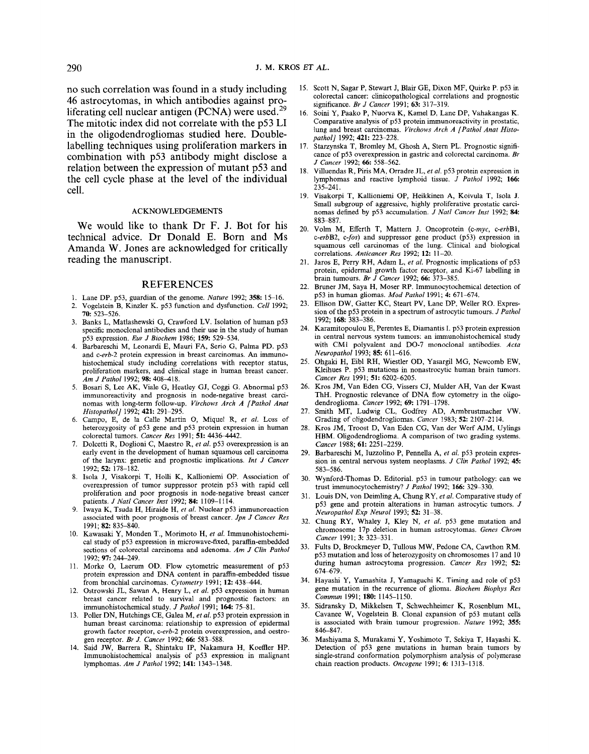no such correlation was found in a study including 46 astrocytomas, in which antibodies against proliferating cell nuclear antigen (PCNA) were used.[29] The mitotic index did not correlate with the p53 LI in the oligodendrogliomas studied here. Double-labelling techniques using proliferation markers in combination with p53 antibody might disclose a relation between the expression of mutant p53 and the cell cycle phase at the level of the individual cell.

## ACKNOWLEDGEMENTS

We would like to thank Dr F. J. Bot for his technical advice. Dr Donald E. Born and Ms Amanda W. Jones are acknowledged for critically reading the manuscript.

## REFERENCES

1. Lane DP. p53, guardian of the genome. *Nature* 1992; **358:** 15–16.
2. Vogelstein B, Kinzler K. p53 function and dysfunction. *Cell* 1992; **70:** 523–526.
3. Banks L, Matlashewski G, Crawford LV. Isolation of human p53 specific monoclonal antibodies and their use in the study of human p53 expression. *Eur J Biochem* 1986; **159:** 529–534.
4. Barbareschi M, Leonardi E, Mauri FA, Serio G, Palma PD. p53 and c-*erb*-2 protein expression in breast carcinomas. An immunohistochemical study including correlations with receptor status, proliferation markers, and clinical stage in human breast cancer. *Am J Pathol* 1992; **98:** 408–418.
5. Bosari S, Lee AK, Viale G, Heatley GJ, Coggi G. Abnormal p53 immunoreactivity and prognosis in node-negative breast carcinomas with long-term follow-up. *Virchows Arch A [Pathol Anat Histopathol]* 1992; **421:** 291–295.
6. Campo, E, de la Calle Martin O, Miquel R, *et al.* Loss of heterozygosity of p53 gene and p53 protein expression in human colorectal tumors. *Cancer Res* 1991; **51:** 4436–4442.
7. Dolcetti R, Doglioni C, Maestro R, *et al.* p53 overexpression is an early event in the development of human squamous cell carcinoma of the larynx: genetic and prognostic implications. *Int J Cancer* 1992; **52:** 178–182.
8. Isola J, Visakorpi T, Holli K, Kallioniemi OP. Association of overexpression of tumor suppressor protein p53 with rapid cell proliferation and poor prognosis in node-negative breast cancer patients. *J Natl Cancer Inst* 1992; **84:** 1109–1114.
9. Iwaya K, Tsuda H, Hiraide H, *et al.* Nuclear p53 immunoreaction associated with poor prognosis of breast cancer. *Jpn J Cancer Res* 1991; **82:** 835–840.
10. Kawasaki Y, Monden T., Morimoto H, *et al.* Immunohistochemical study of p53 expression in microwave-fixed, paraffin-embedded sections of colorectal carcinoma and adenoma. *Am J Clin Pathol* 1992; **97:** 244–249.
11. Morke O, Laerum OD. Flow cytometric measurement of p53 protein expression and DNA content in paraffin-embedded tissue from bronchial carcinomas. *Cytometry* 1991; **12:** 438–444.
12. Ostrowski JL, Sawan A, Henry L, *et al.* p53 expression in human breast cancer related to survival and prognostic factors: an immunohistochemical study. *J Pathol* 1991; **164:** 75–81.
13. Poller DN, Hutchings CE, Galea M, *et al.* p53 protein expression in human breast carcinoma: relationship to expression of epidermal growth factor receptor, c-*erb*-2 protein overexpression, and oestrogen receptor. *Br J. Cancer* 1992; **66:** 583–588.
14. Said JW, Barrera R, Shintaku IP, Nakamura H, Koeffler HP. Immunohistochemical analysis of p53 expression in malignant lymphomas. *Am J Pathol* 1992; **141:** 1343–1348.
15. Scott N, Sagar P, Stewart J, Blair GE, Dixon MF, Quirke P. p53 in colorectal cancer: clinicopathological correlations and prognostic significance. *Br J Cancer* 1991; **63:** 317–319.
16. Soini Y, Paako P, Nuorva K, Kamel D, Lane DP, Vahakangas K. Comparative analysis of p53 protein immunoreactivity in prostatic, lung and breast carcinomas. *Virchows Arch A [Pathol Anat Histopathol]* 1992; **421:** 223–228.
17. Starzynska T, Bromley M, Ghosh A, Stern PL. Prognostic significance of p53 overexpression in gastric and colorectal carcinoma. *Br J Cancer* 1992; **66:** 558–562.
18. Villuendas R, Piris MA, Orradre JL, *et al.* p53 protein expression in lymphomas and reactive lymphoid tissue. *J Pathol* 1992; **166:** 235–241.
19. Visakorpi T, Kallioniemi OP, Heikkinen A, Koivula T, Isola J. Small subgroup of aggressive, highly proliferative prostatic carcinomas defined by p53 accumulation. *J Natl Cancer Inst* 1992; **84:** 883–887.
20. Volm M, Efferth T, Mattern J. Oncoprotein (c-*myc*, c-*erb*B1, c-*erb*B2, *c-fos*) and suppressor gene product (p53) expression in squamous cell carcinomas of the lung. Clinical and biological correlations. *Anticancer Res* 1992; **12:** 11–20.
21. Jaros E, Perry RH, Adam L, *et al.* Prognostic implications of p53 protein, epidermal growth factor receptor, and Ki-67 labelling in brain tumours. *Br J Cancer* 1992; **66:** 373–385.
22. Bruner JM, Saya H, Moser RP. Immunocytochemical detection of p53 in human gliomas. *Mod Pathol* 1991; **4:** 671–674.
23. Ellison DW, Gatter KC, Steart PV, Lane DP, Weller RO. Expression of the p53 protein in a spectrum of astrocytic tumours. *J Pathol* 1992; **168:** 383–386.
24. Karamitopoulou E, Perentes E, Diamantis I. p53 protein expression in central nervous system tumors: an immunohistochemical study with CM1 polyvalent and DO-7 monoclonal antibodies. *Acta Neuropathol* 1993; **85:** 611–616.
25. Ohgaki H, Eibl RH, Wiestler OD, Yasargil MG, Newcomb EW, Kleihues P. p53 mutations in nonastrocytic human brain tumors. *Cancer Res* 1991; **51:** 6202–6205.
26. Kros JM, Van Eden CG, Vissers CJ, Mulder AH, Van der Kwast ThH. Prognostic relevance of DNA flow cytometry in the oligodendroglioma. *Cancer* 1992; **69:** 1791–1798.
27. Smith MT, Ludwig CL, Godfrey AD, Armbrustmacher VW. Grading of oligodendrogliomas. *Cancer* 1983; **52:** 2107–2114.
28. Kros JM, Troost D, Van Eden CG, Van der Werf AJM, Uylings HBM. Oligodendroglioma. A comparison of two grading systems. *Cancer* 1988; **61:** 2251–2259.
29. Barbareschi M, Iuzzolino P, Pennella A, *et al.* p53 protein expression in central nervous system neoplasms. *J Clin Pathol* 1992; **45:** 583–586.
30. Wynford-Thomas D. Editorial. p53 in tumour pathology: can we trust immunocytochemistry? *J Pathol* 1992; **166:** 329–330.
31. Louis DN, von Deimling A, Chung RY, *et al.* Comparative study of p53 gene and protein alterations in human astrocytic tumors. *J Neuropathol Exp Neurol* 1993; **52:** 31–38.
32. Chung RY, Whaley J, Kley N, *et al.* p53 gene mutation and chromosome 17p deletion in human astrocytomas. *Genes Chrom Cancer* 1991; **3:** 323–331.
33. Fults D, Brockmeyer D, Tullous MW, Pedone CA, Cawthon RM. p53 mutation and loss of heterozygosity on chromosomes 17 and 10 during human astrocytoma progression. *Cancer Res* 1992; **52:** 674–679.
34. Hayashi Y, Yamashita J, Yamaguchi K. Timing and role of p53 gene mutation in the recurrence of glioma. *Biochem Biophys Res Commun* 1991; **180:** 1145–1150.
35. Sidransky D, Mikkelsen T, Schwechheimer K, Rosenblum ML, Cavanee W, Vogelstein B. Clonal expansion of p53 mutant cells is associated with brain tumour progression. *Nature* 1992; **355:** 846–847.
36. Mashiyama S, Murakami Y, Yoshimoto T, Sekiya T, Hayashi K. Detection of p53 gene mutations in human brain tumors by single-strand conformation polymorphism analysis of polymerase chain reaction products. *Oncogene* 1991; **6:** 1313–1318.